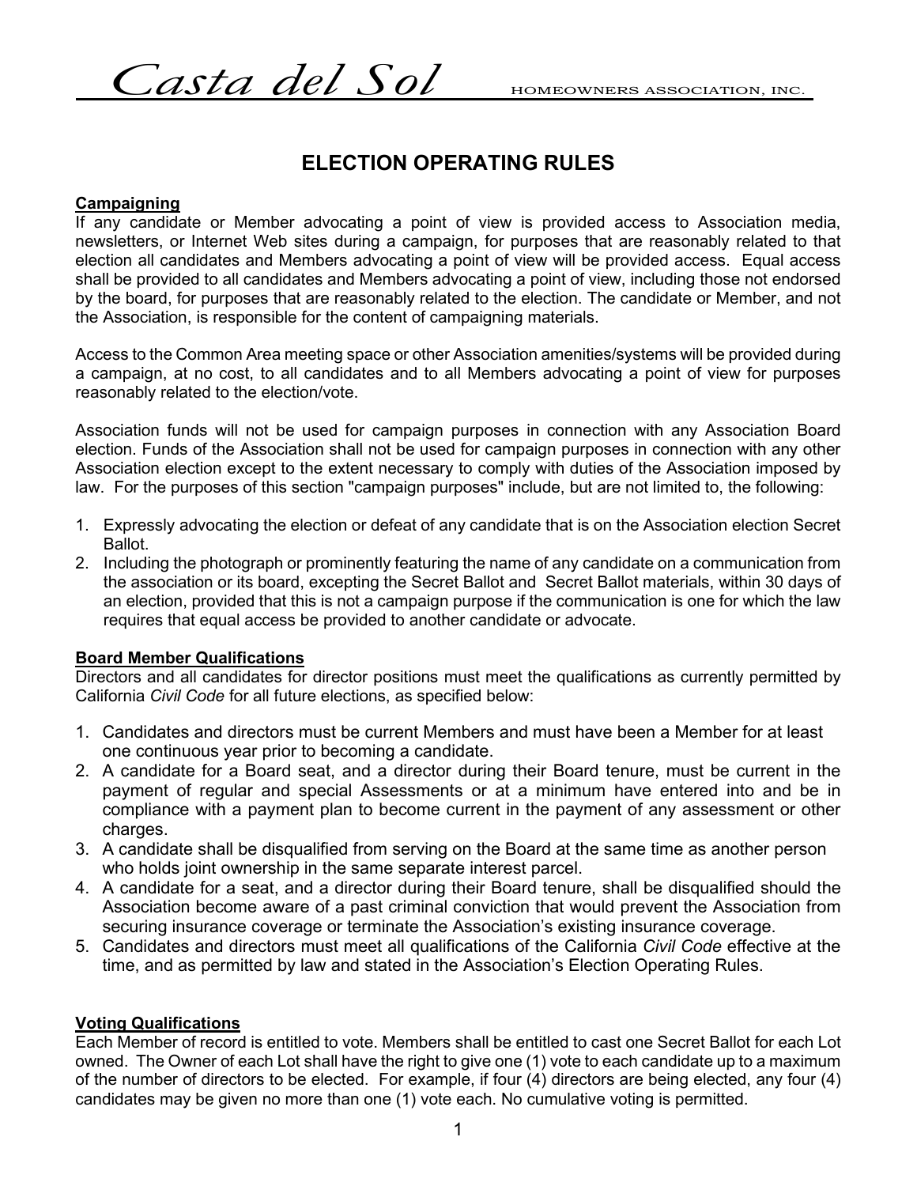*Casta del Sol* HOMEOWNERS ASSOCIATION, INC.

# ELECTION OPERATING RULES

**Campaigning**

If any candidate or Member advocating a point of view is provided access to Association media, newsletters, or Internet Web sites during a campaign, for purposes that are reasonably related to that election all candidates and Members advocating a point of view will be provided access. Equal access shall be provided to all candidates and Members advocating a point of view, including those not endorsed by the board, for purposes that are reasonably related to the election. The candidate or Member, and not the Association, is responsible for the content of campaigning materials.

Access to the Common Area meeting space or other Association amenities/systems will be provided during a campaign, at no cost, to all candidates and to all Members advocating a point of view for purposes reasonably related to the election/vote.

Association funds will not be used for campaign purposes in connection with any Association Board election. Funds of the Association shall not be used for campaign purposes in connection with any other Association election except to the extent necessary to comply with duties of the Association imposed by law. For the purposes of this section "campaign purposes" include, but are not limited to, the following:

1. Expressly advocating the election or defeat of any candidate that is on the Association election Secret Ballot.
2. Including the photograph or prominently featuring the name of any candidate on a communication from the association or its board, excepting the Secret Ballot and Secret Ballot materials, within 30 days of an election, provided that this is not a campaign purpose if the communication is one for which the law requires that equal access be provided to another candidate or advocate.

**Board Member Qualifications**

Directors and all candidates for director positions must meet the qualifications as currently permitted by California *Civil Code* for all future elections, as specified below:

1. Candidates and directors must be current Members and must have been a Member for at least one continuous year prior to becoming a candidate.
2. A candidate for a Board seat, and a director during their Board tenure, must be current in the payment of regular and special Assessments or at a minimum have entered into and be in compliance with a payment plan to become current in the payment of any assessment or other charges.
3. A candidate shall be disqualified from serving on the Board at the same time as another person who holds joint ownership in the same separate interest parcel.
4. A candidate for a seat, and a director during their Board tenure, shall be disqualified should the Association become aware of a past criminal conviction that would prevent the Association from securing insurance coverage or terminate the Association's existing insurance coverage.
5. Candidates and directors must meet all qualifications of the California *Civil Code* effective at the time, and as permitted by law and stated in the Association's Election Operating Rules.

**Voting Qualifications**

Each Member of record is entitled to vote. Members shall be entitled to cast one Secret Ballot for each Lot owned. The Owner of each Lot shall have the right to give one (1) vote to each candidate up to a maximum of the number of directors to be elected. For example, if four (4) directors are being elected, any four (4) candidates may be given no more than one (1) vote each. No cumulative voting is permitted.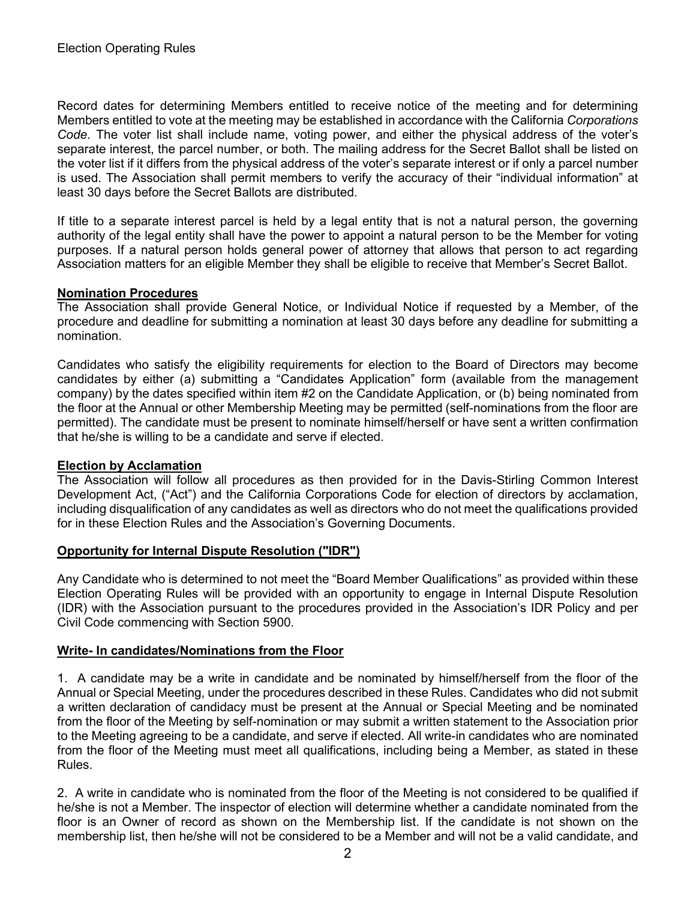Record dates for determining Members entitled to receive notice of the meeting and for determining Members entitled to vote at the meeting may be established in accordance with the California *Corporations Code*. The voter list shall include name, voting power, and either the physical address of the voter's separate interest, the parcel number, or both. The mailing address for the Secret Ballot shall be listed on the voter list if it differs from the physical address of the voter's separate interest or if only a parcel number is used. The Association shall permit members to verify the accuracy of their "individual information" at least 30 days before the Secret Ballots are distributed.

If title to a separate interest parcel is held by a legal entity that is not a natural person, the governing authority of the legal entity shall have the power to appoint a natural person to be the Member for voting purposes. If a natural person holds general power of attorney that allows that person to act regarding Association matters for an eligible Member they shall be eligible to receive that Member's Secret Ballot.

## Nomination Procedures

The Association shall provide General Notice, or Individual Notice if requested by a Member, of the procedure and deadline for submitting a nomination at least 30 days before any deadline for submitting a nomination.

Candidates who satisfy the eligibility requirements for election to the Board of Directors may become candidates by either (a) submitting a "Candidates Application" form (available from the management company) by the dates specified within item #2 on the Candidate Application, or (b) being nominated from the floor at the Annual or other Membership Meeting may be permitted (self-nominations from the floor are permitted). The candidate must be present to nominate himself/herself or have sent a written confirmation that he/she is willing to be a candidate and serve if elected.

## Election by Acclamation

The Association will follow all procedures as then provided for in the Davis-Stirling Common Interest Development Act, ("Act") and the California Corporations Code for election of directors by acclamation, including disqualification of any candidates as well as directors who do not meet the qualifications provided for in these Election Rules and the Association's Governing Documents.

## Opportunity for Internal Dispute Resolution ("IDR")

Any Candidate who is determined to not meet the "Board Member Qualifications" as provided within these Election Operating Rules will be provided with an opportunity to engage in Internal Dispute Resolution (IDR) with the Association pursuant to the procedures provided in the Association's IDR Policy and per Civil Code commencing with Section 5900.

## Write- In candidates/Nominations from the Floor

1. A candidate may be a write in candidate and be nominated by himself/herself from the floor of the Annual or Special Meeting, under the procedures described in these Rules. Candidates who did not submit a written declaration of candidacy must be present at the Annual or Special Meeting and be nominated from the floor of the Meeting by self-nomination or may submit a written statement to the Association prior to the Meeting agreeing to be a candidate, and serve if elected. All write-in candidates who are nominated from the floor of the Meeting must meet all qualifications, including being a Member, as stated in these Rules.

2. A write in candidate who is nominated from the floor of the Meeting is not considered to be qualified if he/she is not a Member. The inspector of election will determine whether a candidate nominated from the floor is an Owner of record as shown on the Membership list. If the candidate is not shown on the membership list, then he/she will not be considered to be a Member and will not be a valid candidate, and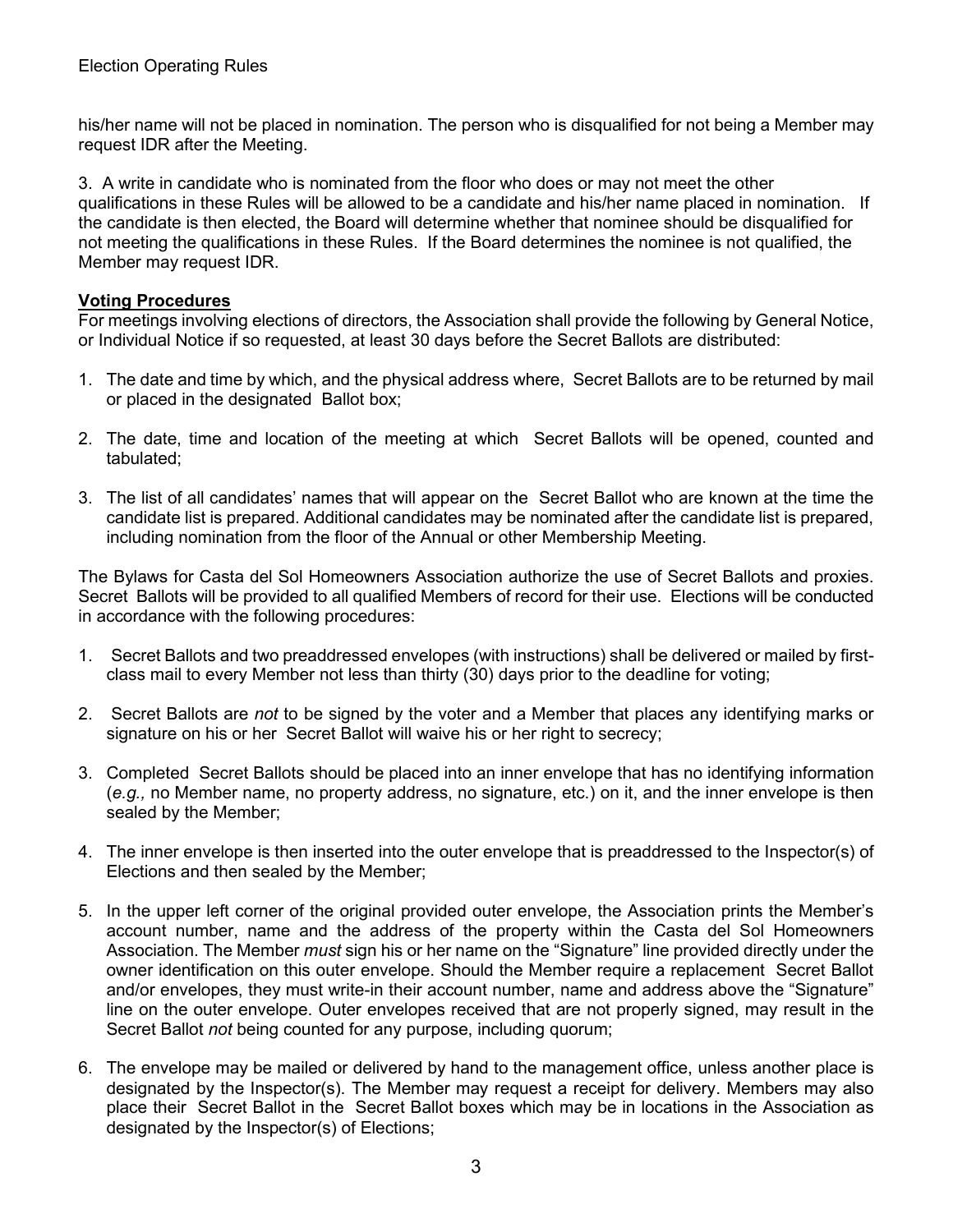his/her name will not be placed in nomination. The person who is disqualified for not being a Member may request IDR after the Meeting.

3. A write in candidate who is nominated from the floor who does or may not meet the other qualifications in these Rules will be allowed to be a candidate and his/her name placed in nomination. If the candidate is then elected, the Board will determine whether that nominee should be disqualified for not meeting the qualifications in these Rules. If the Board determines the nominee is not qualified, the Member may request IDR.

**Voting Procedures**

For meetings involving elections of directors, the Association shall provide the following by General Notice, or Individual Notice if so requested, at least 30 days before the Secret Ballots are distributed:

1. The date and time by which, and the physical address where, Secret Ballots are to be returned by mail or placed in the designated Ballot box;

2. The date, time and location of the meeting at which Secret Ballots will be opened, counted and tabulated;

3. The list of all candidates' names that will appear on the Secret Ballot who are known at the time the candidate list is prepared. Additional candidates may be nominated after the candidate list is prepared, including nomination from the floor of the Annual or other Membership Meeting.

The Bylaws for Casta del Sol Homeowners Association authorize the use of Secret Ballots and proxies. Secret Ballots will be provided to all qualified Members of record for their use. Elections will be conducted in accordance with the following procedures:

1. Secret Ballots and two preaddressed envelopes (with instructions) shall be delivered or mailed by first-class mail to every Member not less than thirty (30) days prior to the deadline for voting;

2. Secret Ballots are *not* to be signed by the voter and a Member that places any identifying marks or signature on his or her Secret Ballot will waive his or her right to secrecy;

3. Completed Secret Ballots should be placed into an inner envelope that has no identifying information (*e.g.,* no Member name, no property address, no signature, etc.) on it, and the inner envelope is then sealed by the Member;

4. The inner envelope is then inserted into the outer envelope that is preaddressed to the Inspector(s) of Elections and then sealed by the Member;

5. In the upper left corner of the original provided outer envelope, the Association prints the Member's account number, name and the address of the property within the Casta del Sol Homeowners Association. The Member *must* sign his or her name on the "Signature" line provided directly under the owner identification on this outer envelope. Should the Member require a replacement Secret Ballot and/or envelopes, they must write-in their account number, name and address above the "Signature" line on the outer envelope. Outer envelopes received that are not properly signed, may result in the Secret Ballot *not* being counted for any purpose, including quorum;

6. The envelope may be mailed or delivered by hand to the management office, unless another place is designated by the Inspector(s). The Member may request a receipt for delivery. Members may also place their Secret Ballot in the Secret Ballot boxes which may be in locations in the Association as designated by the Inspector(s) of Elections;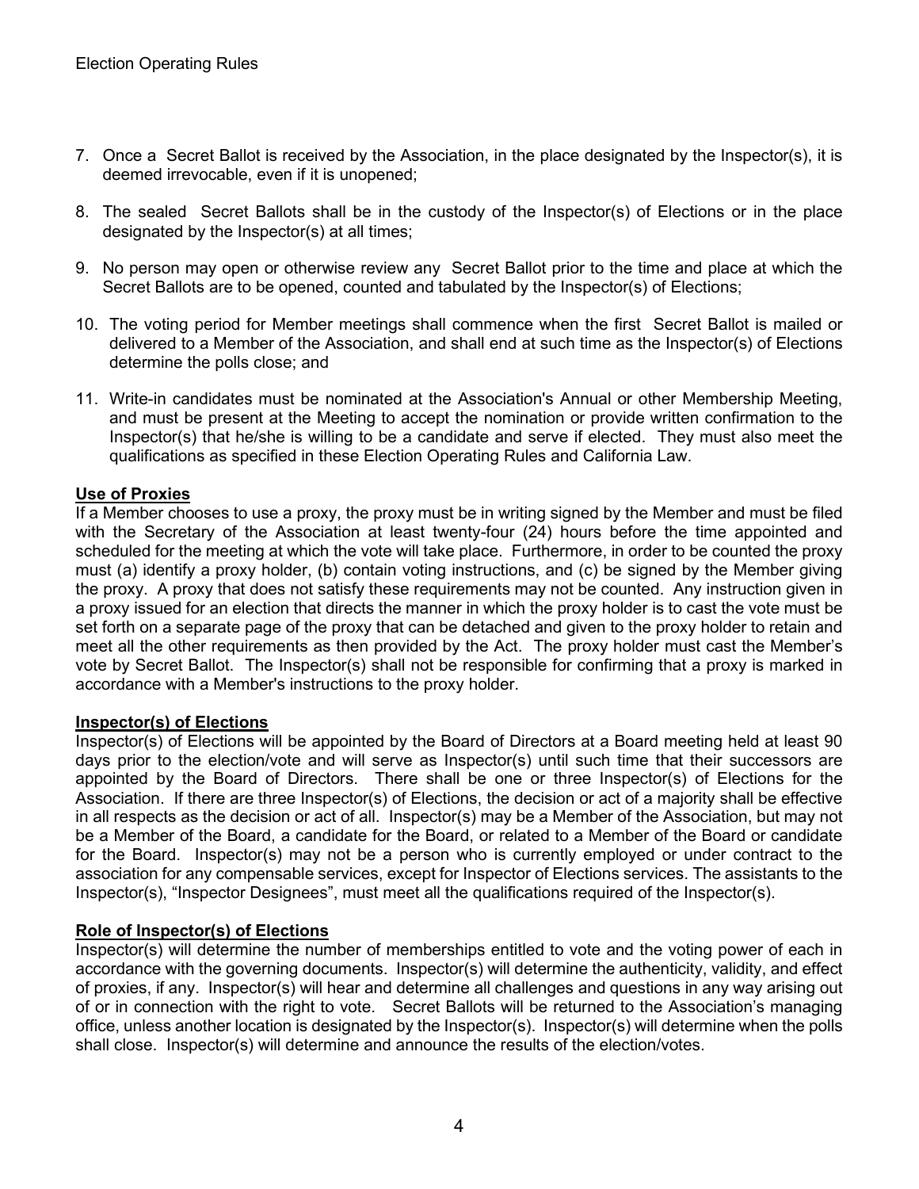7. Once a Secret Ballot is received by the Association, in the place designated by the Inspector(s), it is deemed irrevocable, even if it is unopened;

8. The sealed Secret Ballots shall be in the custody of the Inspector(s) of Elections or in the place designated by the Inspector(s) at all times;

9. No person may open or otherwise review any Secret Ballot prior to the time and place at which the Secret Ballots are to be opened, counted and tabulated by the Inspector(s) of Elections;

10. The voting period for Member meetings shall commence when the first Secret Ballot is mailed or delivered to a Member of the Association, and shall end at such time as the Inspector(s) of Elections determine the polls close; and

11. Write-in candidates must be nominated at the Association's Annual or other Membership Meeting, and must be present at the Meeting to accept the nomination or provide written confirmation to the Inspector(s) that he/she is willing to be a candidate and serve if elected. They must also meet the qualifications as specified in these Election Operating Rules and California Law.

**Use of Proxies**

If a Member chooses to use a proxy, the proxy must be in writing signed by the Member and must be filed with the Secretary of the Association at least twenty-four (24) hours before the time appointed and scheduled for the meeting at which the vote will take place. Furthermore, in order to be counted the proxy must (a) identify a proxy holder, (b) contain voting instructions, and (c) be signed by the Member giving the proxy. A proxy that does not satisfy these requirements may not be counted. Any instruction given in a proxy issued for an election that directs the manner in which the proxy holder is to cast the vote must be set forth on a separate page of the proxy that can be detached and given to the proxy holder to retain and meet all the other requirements as then provided by the Act. The proxy holder must cast the Member's vote by Secret Ballot. The Inspector(s) shall not be responsible for confirming that a proxy is marked in accordance with a Member's instructions to the proxy holder.

**Inspector(s) of Elections**

Inspector(s) of Elections will be appointed by the Board of Directors at a Board meeting held at least 90 days prior to the election/vote and will serve as Inspector(s) until such time that their successors are appointed by the Board of Directors. There shall be one or three Inspector(s) of Elections for the Association. If there are three Inspector(s) of Elections, the decision or act of a majority shall be effective in all respects as the decision or act of all. Inspector(s) may be a Member of the Association, but may not be a Member of the Board, a candidate for the Board, or related to a Member of the Board or candidate for the Board. Inspector(s) may not be a person who is currently employed or under contract to the association for any compensable services, except for Inspector of Elections services. The assistants to the Inspector(s), "Inspector Designees", must meet all the qualifications required of the Inspector(s).

**Role of Inspector(s) of Elections**

Inspector(s) will determine the number of memberships entitled to vote and the voting power of each in accordance with the governing documents. Inspector(s) will determine the authenticity, validity, and effect of proxies, if any. Inspector(s) will hear and determine all challenges and questions in any way arising out of or in connection with the right to vote. Secret Ballots will be returned to the Association's managing office, unless another location is designated by the Inspector(s). Inspector(s) will determine when the polls shall close. Inspector(s) will determine and announce the results of the election/votes.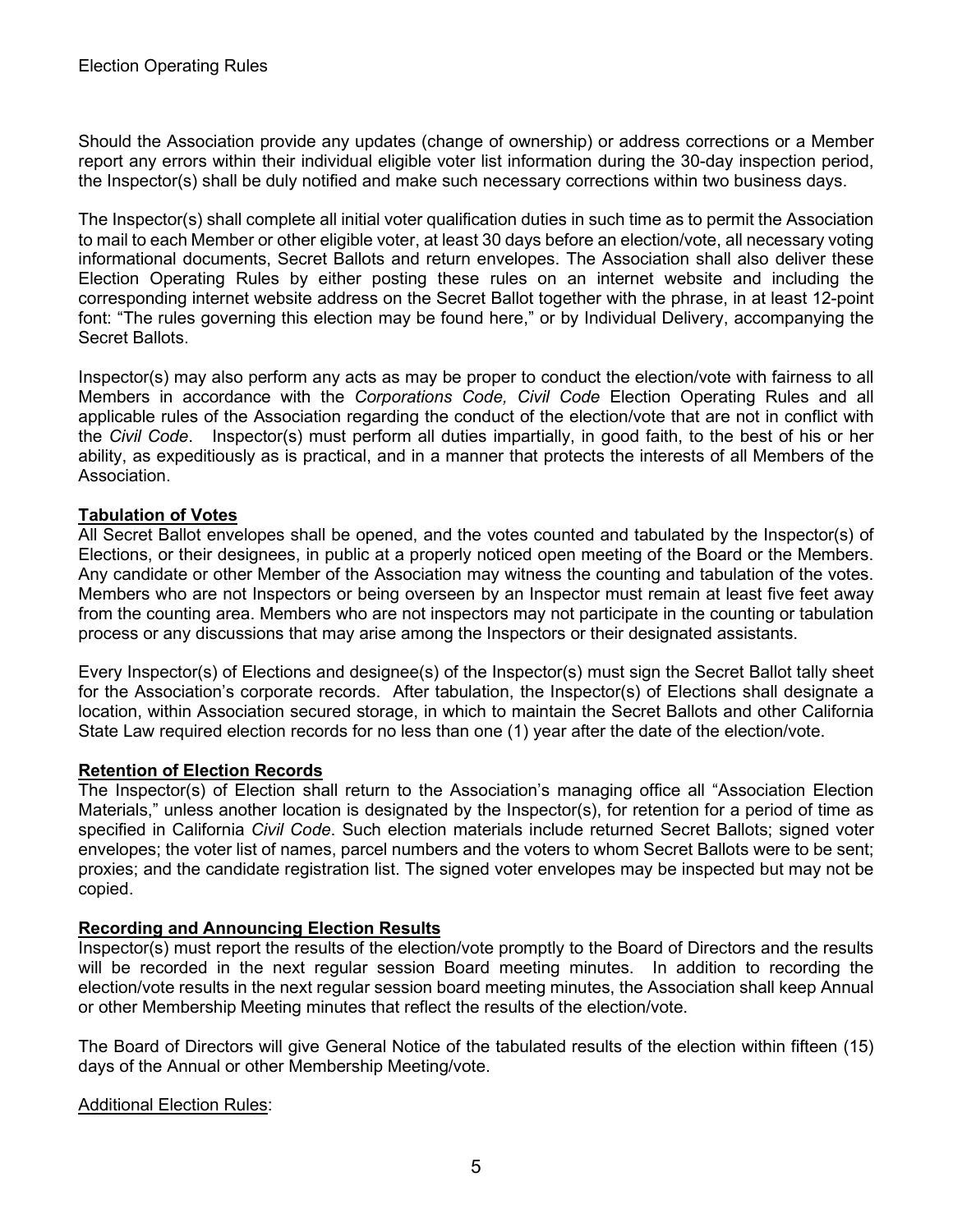Should the Association provide any updates (change of ownership) or address corrections or a Member report any errors within their individual eligible voter list information during the 30-day inspection period, the Inspector(s) shall be duly notified and make such necessary corrections within two business days.

The Inspector(s) shall complete all initial voter qualification duties in such time as to permit the Association to mail to each Member or other eligible voter, at least 30 days before an election/vote, all necessary voting informational documents, Secret Ballots and return envelopes. The Association shall also deliver these Election Operating Rules by either posting these rules on an internet website and including the corresponding internet website address on the Secret Ballot together with the phrase, in at least 12-point font: "The rules governing this election may be found here," or by Individual Delivery, accompanying the Secret Ballots.

Inspector(s) may also perform any acts as may be proper to conduct the election/vote with fairness to all Members in accordance with the *Corporations Code, Civil Code* Election Operating Rules and all applicable rules of the Association regarding the conduct of the election/vote that are not in conflict with the *Civil Code*. Inspector(s) must perform all duties impartially, in good faith, to the best of his or her ability, as expeditiously as is practical, and in a manner that protects the interests of all Members of the Association.

**Tabulation of Votes**

All Secret Ballot envelopes shall be opened, and the votes counted and tabulated by the Inspector(s) of Elections, or their designees, in public at a properly noticed open meeting of the Board or the Members. Any candidate or other Member of the Association may witness the counting and tabulation of the votes. Members who are not Inspectors or being overseen by an Inspector must remain at least five feet away from the counting area. Members who are not inspectors may not participate in the counting or tabulation process or any discussions that may arise among the Inspectors or their designated assistants.

Every Inspector(s) of Elections and designee(s) of the Inspector(s) must sign the Secret Ballot tally sheet for the Association's corporate records. After tabulation, the Inspector(s) of Elections shall designate a location, within Association secured storage, in which to maintain the Secret Ballots and other California State Law required election records for no less than one (1) year after the date of the election/vote.

**Retention of Election Records**

The Inspector(s) of Election shall return to the Association's managing office all "Association Election Materials," unless another location is designated by the Inspector(s), for retention for a period of time as specified in California *Civil Code*. Such election materials include returned Secret Ballots; signed voter envelopes; the voter list of names, parcel numbers and the voters to whom Secret Ballots were to be sent; proxies; and the candidate registration list. The signed voter envelopes may be inspected but may not be copied.

**Recording and Announcing Election Results**

Inspector(s) must report the results of the election/vote promptly to the Board of Directors and the results will be recorded in the next regular session Board meeting minutes. In addition to recording the election/vote results in the next regular session board meeting minutes, the Association shall keep Annual or other Membership Meeting minutes that reflect the results of the election/vote.

The Board of Directors will give General Notice of the tabulated results of the election within fifteen (15) days of the Annual or other Membership Meeting/vote.

Additional Election Rules: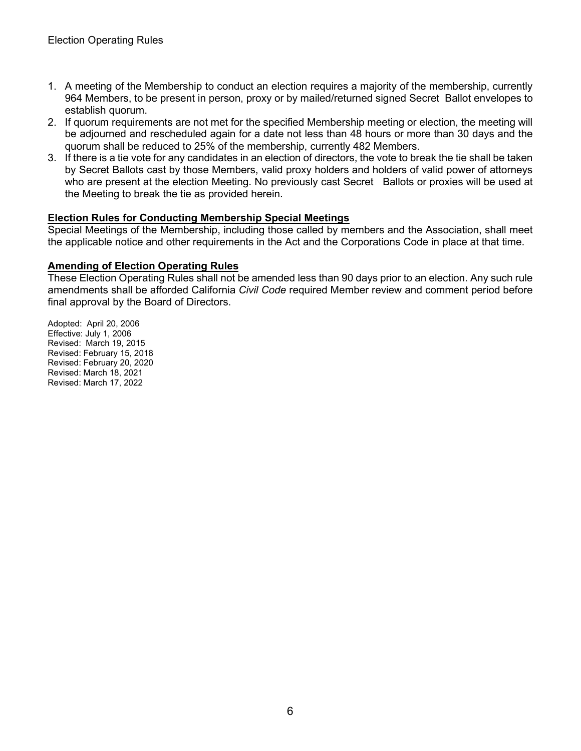1. A meeting of the Membership to conduct an election requires a majority of the membership, currently 964 Members, to be present in person, proxy or by mailed/returned signed Secret Ballot envelopes to establish quorum.
2. If quorum requirements are not met for the specified Membership meeting or election, the meeting will be adjourned and rescheduled again for a date not less than 48 hours or more than 30 days and the quorum shall be reduced to 25% of the membership, currently 482 Members.
3. If there is a tie vote for any candidates in an election of directors, the vote to break the tie shall be taken by Secret Ballots cast by those Members, valid proxy holders and holders of valid power of attorneys who are present at the election Meeting. No previously cast Secret Ballots or proxies will be used at the Meeting to break the tie as provided herein.

**Election Rules for Conducting Membership Special Meetings**

Special Meetings of the Membership, including those called by members and the Association, shall meet the applicable notice and other requirements in the Act and the Corporations Code in place at that time.

**Amending of Election Operating Rules**

These Election Operating Rules shall not be amended less than 90 days prior to an election. Any such rule amendments shall be afforded California *Civil Code* required Member review and comment period before final approval by the Board of Directors.

Adopted: April 20, 2006
Effective: July 1, 2006
Revised: March 19, 2015
Revised: February 15, 2018
Revised: February 20, 2020
Revised: March 18, 2021
Revised: March 17, 2022